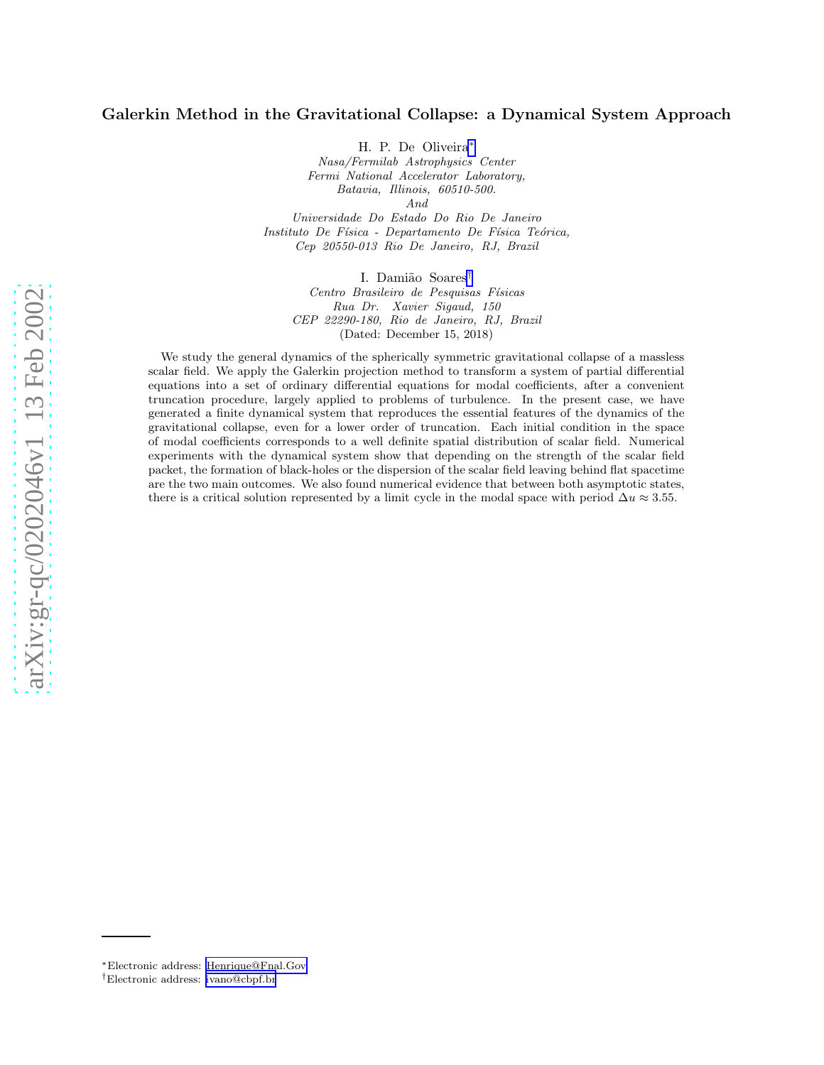# Galerkin Method in the Gravitational Collapse: a Dynamical System Approach

H. P. De Oliveira[*]
*Nasa/Fermilab Astrophysics Center*
*Fermi National Accelerator Laboratory,*
*Batavia, Illinois, 60510-500.*
*And*
*Universidade Do Estado Do Rio De Janeiro*
*Instituto De Física - Departamento De Física Teórica,*
*Cep 20550-013 Rio De Janeiro, RJ, Brazil*

I. Damião Soares[†]
*Centro Brasileiro de Pesquisas Físicas*
*Rua Dr. Xavier Sigaud, 150*
*CEP 22290-180, Rio de Janeiro, RJ, Brazil*
(Dated: December 15, 2018)

We study the general dynamics of the spherically symmetric gravitational collapse of a massless scalar field. We apply the Galerkin projection method to transform a system of partial differential equations into a set of ordinary differential equations for modal coefficients, after a convenient truncation procedure, largely applied to problems of turbulence. In the present case, we have generated a finite dynamical system that reproduces the essential features of the dynamics of the gravitational collapse, even for a lower order of truncation. Each initial condition in the space of modal coefficients corresponds to a well definite spatial distribution of scalar field. Numerical experiments with the dynamical system show that depending on the strength of the scalar field packet, the formation of black-holes or the dispersion of the scalar field leaving behind flat spacetime are the two main outcomes. We also found numerical evidence that between both asymptotic states, there is a critical solution represented by a limit cycle in the modal space with period $\Delta u \approx 3.55$.

[*]Electronic address: Henrique@Fnal.Gov
[†]Electronic address: ivano@cbpf.br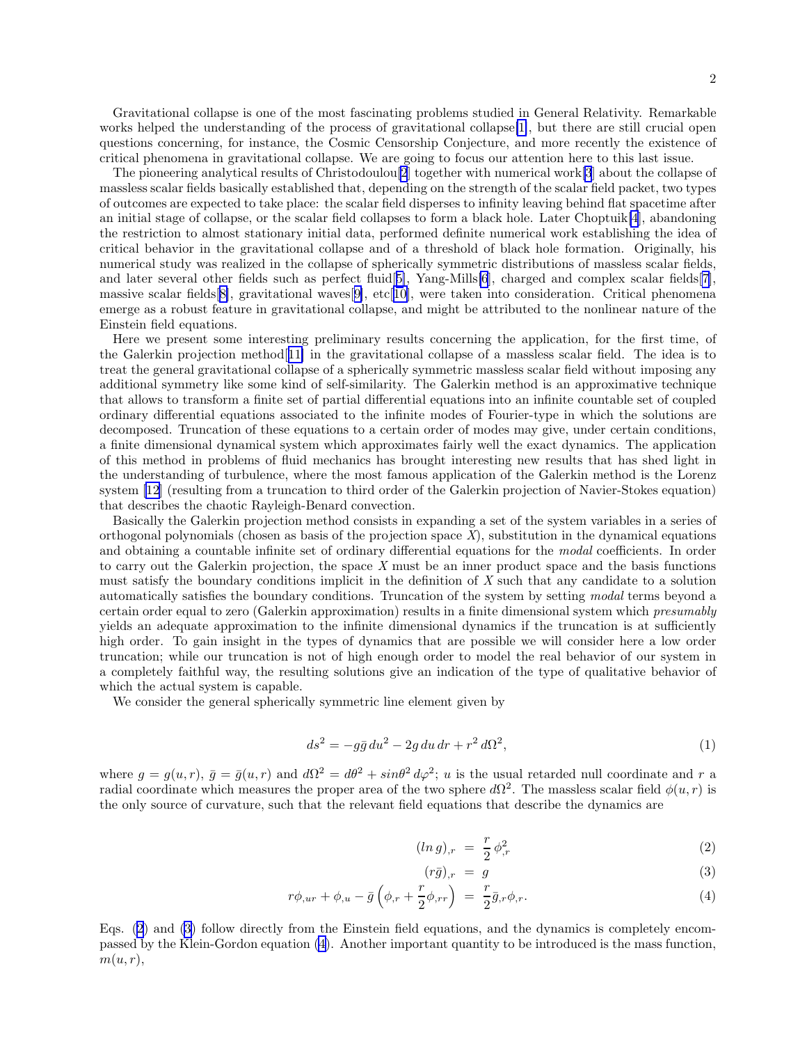Gravitational collapse is one of the most fascinating problems studied in General Relativity. Remarkable works helped the understanding of the process of gravitational collapse[1], but there are still crucial open questions concerning, for instance, the Cosmic Censorship Conjecture, and more recently the existence of critical phenomena in gravitational collapse. We are going to focus our attention here to this last issue.

The pioneering analytical results of Christodoulou[2] together with numerical work[3] about the collapse of massless scalar fields basically established that, depending on the strength of the scalar field packet, two types of outcomes are expected to take place: the scalar field disperses to infinity leaving behind flat spacetime after an initial stage of collapse, or the scalar field collapses to form a black hole. Later Choptuik[4], abandoning the restriction to almost stationary initial data, performed definite numerical work establishing the idea of critical behavior in the gravitational collapse and of a threshold of black hole formation. Originally, his numerical study was realized in the collapse of spherically symmetric distributions of massless scalar fields, and later several other fields such as perfect fluid[5], Yang-Mills[6], charged and complex scalar fields[7], massive scalar fields[8], gravitational waves[9], etc[10], were taken into consideration. Critical phenomena emerge as a robust feature in gravitational collapse, and might be attributed to the nonlinear nature of the Einstein field equations.

Here we present some interesting preliminary results concerning the application, for the first time, of the Galerkin projection method[11] in the gravitational collapse of a massless scalar field. The idea is to treat the general gravitational collapse of a spherically symmetric massless scalar field without imposing any additional symmetry like some kind of self-similarity. The Galerkin method is an approximative technique that allows to transform a finite set of partial differential equations into an infinite countable set of coupled ordinary differential equations associated to the infinite modes of Fourier-type in which the solutions are decomposed. Truncation of these equations to a certain order of modes may give, under certain conditions, a finite dimensional dynamical system which approximates fairly well the exact dynamics. The application of this method in problems of fluid mechanics has brought interesting new results that has shed light in the understanding of turbulence, where the most famous application of the Galerkin method is the Lorenz system [12] (resulting from a truncation to third order of the Galerkin projection of Navier-Stokes equation) that describes the chaotic Rayleigh-Benard convection.

Basically the Galerkin projection method consists in expanding a set of the system variables in a series of orthogonal polynomials (chosen as basis of the projection space $X$), substitution in the dynamical equations and obtaining a countable infinite set of ordinary differential equations for the *modal* coefficients. In order to carry out the Galerkin projection, the space $X$ must be an inner product space and the basis functions must satisfy the boundary conditions implicit in the definition of $X$ such that any candidate to a solution automatically satisfies the boundary conditions. Truncation of the system by setting *modal* terms beyond a certain order equal to zero (Galerkin approximation) results in a finite dimensional system which *presumably* yields an adequate approximation to the infinite dimensional dynamics if the truncation is at sufficiently high order. To gain insight in the types of dynamics that are possible we will consider here a low order truncation; while our truncation is not of high enough order to model the real behavior of our system in a completely faithful way, the resulting solutions give an indication of the type of qualitative behavior of which the actual system is capable.

We consider the general spherically symmetric line element given by

$$ds^2 = -g\bar{g}\,du^2 - 2g\,du\,dr + r^2\,d\Omega^2, \tag{1}$$

where $g = g(u,r)$, $\bar{g} = \bar{g}(u,r)$ and $d\Omega^2 = d\theta^2 + sin\theta^2\,d\varphi^2$; $u$ is the usual retarded null coordinate and $r$ a radial coordinate which measures the proper area of the two sphere $d\Omega^2$. The massless scalar field $\phi(u,r)$ is the only source of curvature, such that the relevant field equations that describe the dynamics are

$$(ln\,g)_{,r} = \frac{r}{2}\,\phi_{,r}^2 \tag{2}$$

$$(r\bar{g})_{,r} = g \tag{3}$$

$$r\phi_{,ur} + \phi_{,u} - \bar{g}\left(\phi_{,r} + \frac{r}{2}\phi_{,rr}\right) = \frac{r}{2}\bar{g}_{,r}\phi_{,r}. \tag{4}$$

Eqs. (2) and (3) follow directly from the Einstein field equations, and the dynamics is completely encompassed by the Klein-Gordon equation (4). Another important quantity to be introduced is the mass function, $m(u,r)$,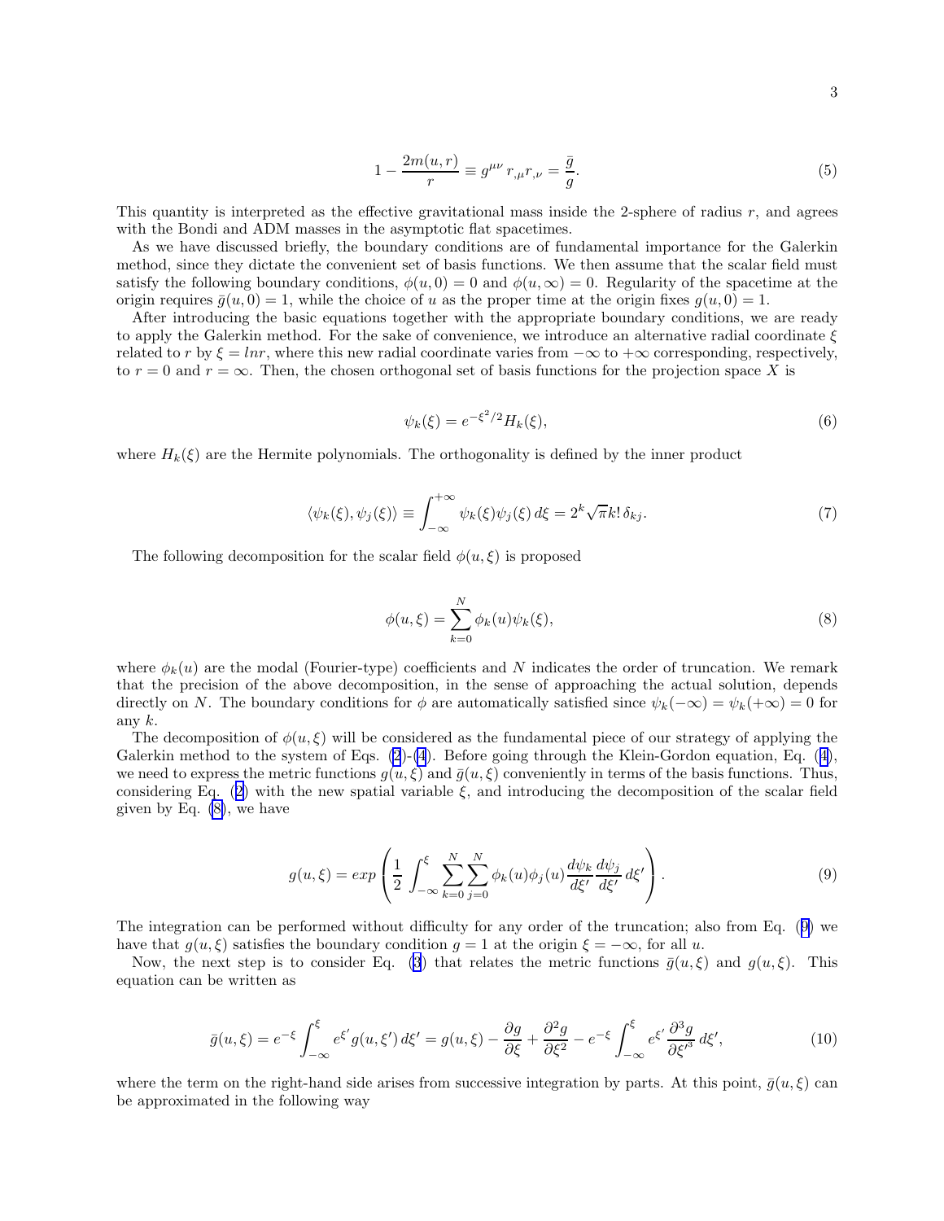$$1 - \frac{2m(u,r)}{r} \equiv g^{\mu\nu}\, r_{,\mu} r_{,\nu} = \frac{\bar{g}}{g}. \tag{5}$$

This quantity is interpreted as the effective gravitational mass inside the 2-sphere of radius $r$, and agrees with the Bondi and ADM masses in the asymptotic flat spacetimes.

As we have discussed briefly, the boundary conditions are of fundamental importance for the Galerkin method, since they dictate the convenient set of basis functions. We then assume that the scalar field must satisfy the following boundary conditions, $\phi(u, 0) = 0$ and $\phi(u, \infty) = 0$. Regularity of the spacetime at the origin requires $\bar{g}(u, 0) = 1$, while the choice of $u$ as the proper time at the origin fixes $g(u, 0) = 1$.

After introducing the basic equations together with the appropriate boundary conditions, we are ready to apply the Galerkin method. For the sake of convenience, we introduce an alternative radial coordinate $\xi$ related to $r$ by $\xi = lnr$, where this new radial coordinate varies from $-\infty$ to $+\infty$ corresponding, respectively, to $r = 0$ and $r = \infty$. Then, the chosen orthogonal set of basis functions for the projection space $X$ is

$$\psi_k(\xi) = e^{-\xi^2/2} H_k(\xi), \tag{6}$$

where $H_k(\xi)$ are the Hermite polynomials. The orthogonality is defined by the inner product

$$\langle \psi_k(\xi), \psi_j(\xi) \rangle \equiv \int_{-\infty}^{+\infty} \psi_k(\xi)\psi_j(\xi)\, d\xi = 2^k \sqrt{\pi} k!\, \delta_{kj}. \tag{7}$$

The following decomposition for the scalar field $\phi(u, \xi)$ is proposed

$$\phi(u, \xi) = \sum_{k=0}^{N} \phi_k(u)\psi_k(\xi), \tag{8}$$

where $\phi_k(u)$ are the modal (Fourier-type) coefficients and $N$ indicates the order of truncation. We remark that the precision of the above decomposition, in the sense of approaching the actual solution, depends directly on $N$. The boundary conditions for $\phi$ are automatically satisfied since $\psi_k(-\infty) = \psi_k(+\infty) = 0$ for any $k$.

The decomposition of $\phi(u, \xi)$ will be considered as the fundamental piece of our strategy of applying the Galerkin method to the system of Eqs. (2)-(4). Before going through the Klein-Gordon equation, Eq. (4), we need to express the metric functions $g(u, \xi)$ and $\bar{g}(u, \xi)$ conveniently in terms of the basis functions. Thus, considering Eq. (2) with the new spatial variable $\xi$, and introducing the decomposition of the scalar field given by Eq. (8), we have

$$g(u, \xi) = exp\left(\frac{1}{2}\int_{-\infty}^{\xi} \sum_{k=0}^{N}\sum_{j=0}^{N} \phi_k(u)\phi_j(u) \frac{d\psi_k}{d\xi'}\frac{d\psi_j}{d\xi'}\, d\xi'\right). \tag{9}$$

The integration can be performed without difficulty for any order of the truncation; also from Eq. (9) we have that $g(u, \xi)$ satisfies the boundary condition $g = 1$ at the origin $\xi = -\infty$, for all $u$.

Now, the next step is to consider Eq. (3) that relates the metric functions $\bar{g}(u, \xi)$ and $g(u, \xi)$. This equation can be written as

$$\bar{g}(u, \xi) = e^{-\xi}\int_{-\infty}^{\xi} e^{\xi'} g(u, \xi')\, d\xi' = g(u, \xi) - \frac{\partial g}{\partial \xi} + \frac{\partial^2 g}{\partial \xi^2} - e^{-\xi}\int_{-\infty}^{\xi} e^{\xi'}\frac{\partial^3 g}{\partial \xi'^3}\, d\xi', \tag{10}$$

where the term on the right-hand side arises from successive integration by parts. At this point, $\bar{g}(u, \xi)$ can be approximated in the following way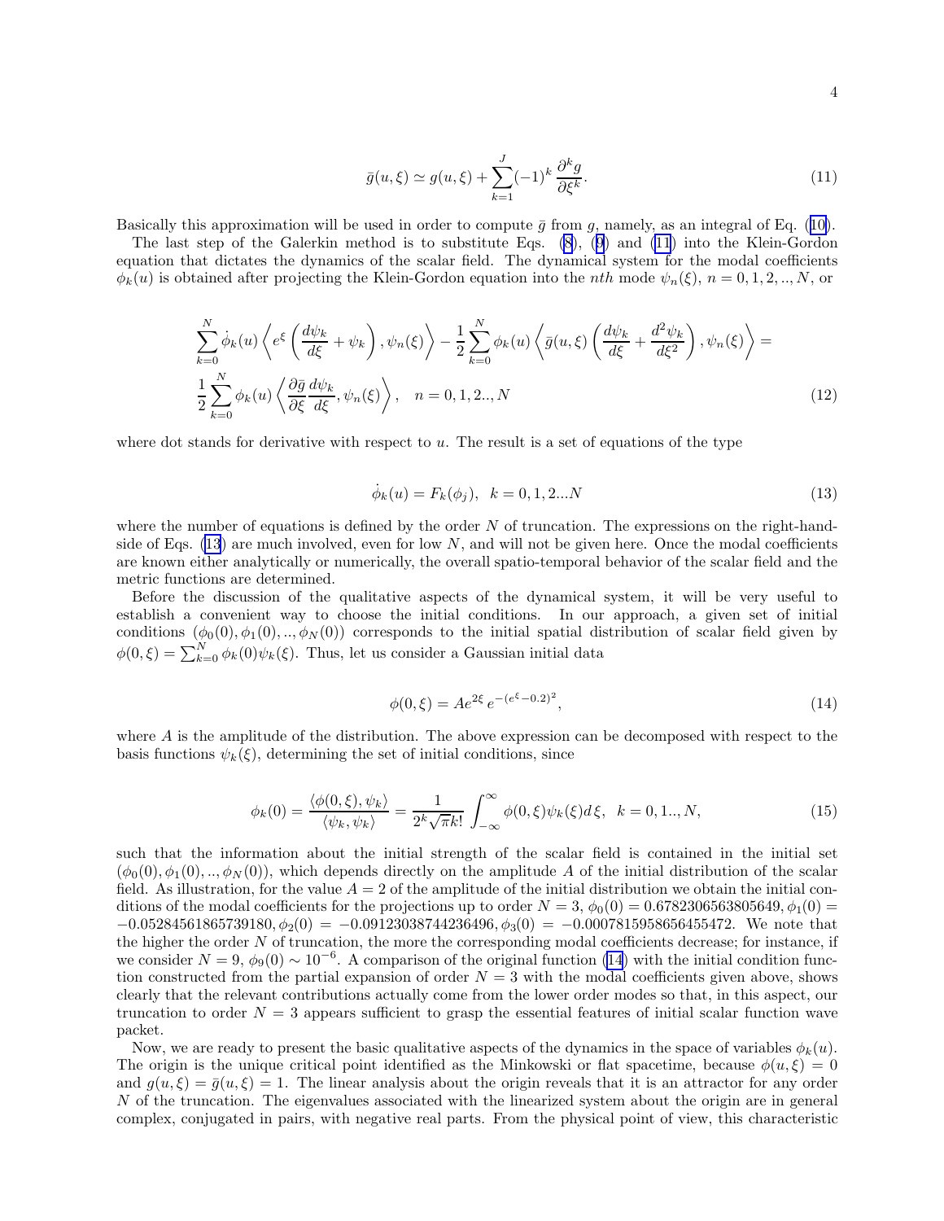$$\bar{g}(u,\xi) \simeq g(u,\xi) + \sum_{k=1}^{J} (-1)^k \, \frac{\partial^k g}{\partial \xi^k}. \tag{11}$$

Basically this approximation will be used in order to compute $\bar{g}$ from $g$, namely, as an integral of Eq. (10).

The last step of the Galerkin method is to substitute Eqs. (8), (9) and (11) into the Klein-Gordon equation that dictates the dynamics of the scalar field. The dynamical system for the modal coefficients $\phi_k(u)$ is obtained after projecting the Klein-Gordon equation into the $nth$ mode $\psi_n(\xi)$, $n = 0, 1, 2, .., N$, or

$$\begin{aligned}
&\sum_{k=0}^{N} \dot{\phi}_k(u) \left\langle e^{\xi} \left( \frac{d\psi_k}{d\xi} + \psi_k \right), \psi_n(\xi) \right\rangle - \frac{1}{2} \sum_{k=0}^{N} \phi_k(u) \left\langle \bar{g}(u,\xi) \left( \frac{d\psi_k}{d\xi} + \frac{d^2\psi_k}{d\xi^2} \right), \psi_n(\xi) \right\rangle = \\
&\frac{1}{2} \sum_{k=0}^{N} \phi_k(u) \left\langle \frac{\partial \bar{g}}{\partial \xi} \frac{d\psi_k}{d\xi}, \psi_n(\xi) \right\rangle, \quad n = 0, 1, 2.., N
\end{aligned} \tag{12}$$

where dot stands for derivative with respect to $u$. The result is a set of equations of the type

$$\dot{\phi}_k(u) = F_k(\phi_j), \quad k = 0, 1, 2...N \tag{13}$$

where the number of equations is defined by the order $N$ of truncation. The expressions on the right-hand-side of Eqs. (13) are much involved, even for low $N$, and will not be given here. Once the modal coefficients are known either analytically or numerically, the overall spatio-temporal behavior of the scalar field and the metric functions are determined.

Before the discussion of the qualitative aspects of the dynamical system, it will be very useful to establish a convenient way to choose the initial conditions. In our approach, a given set of initial conditions $(\phi_0(0), \phi_1(0), .., \phi_N(0))$ corresponds to the initial spatial distribution of scalar field given by $\phi(0,\xi) = \sum_{k=0}^{N} \phi_k(0)\psi_k(\xi)$. Thus, let us consider a Gaussian initial data

$$\phi(0,\xi) = A e^{2\xi} \, e^{-(e^{\xi} - 0.2)^2}, \tag{14}$$

where $A$ is the amplitude of the distribution. The above expression can be decomposed with respect to the basis functions $\psi_k(\xi)$, determining the set of initial conditions, since

$$\phi_k(0) = \frac{\langle \phi(0,\xi), \psi_k \rangle}{\langle \psi_k, \psi_k \rangle} = \frac{1}{2^k \sqrt{\pi} k!} \int_{-\infty}^{\infty} \phi(0,\xi)\psi_k(\xi) d\xi, \quad k = 0, 1.., N, \tag{15}$$

such that the information about the initial strength of the scalar field is contained in the initial set $(\phi_0(0), \phi_1(0), .., \phi_N(0))$, which depends directly on the amplitude $A$ of the initial distribution of the scalar field. As illustration, for the value $A = 2$ of the amplitude of the initial distribution we obtain the initial conditions of the modal coefficients for the projections up to order $N = 3$, $\phi_0(0) = 0.6782306563805649$, $\phi_1(0) = -0.05284561865739180$, $\phi_2(0) = -0.09123038744236496$, $\phi_3(0) = -0.0007815958656455472$. We note that the higher the order $N$ of truncation, the more the corresponding modal coefficients decrease; for instance, if we consider $N = 9$, $\phi_9(0) \sim 10^{-6}$. A comparison of the original function (14) with the initial condition function constructed from the partial expansion of order $N = 3$ with the modal coefficients given above, shows clearly that the relevant contributions actually come from the lower order modes so that, in this aspect, our truncation to order $N = 3$ appears sufficient to grasp the essential features of initial scalar function wave packet.

Now, we are ready to present the basic qualitative aspects of the dynamics in the space of variables $\phi_k(u)$. The origin is the unique critical point identified as the Minkowski or flat spacetime, because $\phi(u,\xi) = 0$ and $g(u,\xi) = \bar{g}(u,\xi) = 1$. The linear analysis about the origin reveals that it is an attractor for any order $N$ of the truncation. The eigenvalues associated with the linearized system about the origin are in general complex, conjugated in pairs, with negative real parts. From the physical point of view, this characteristic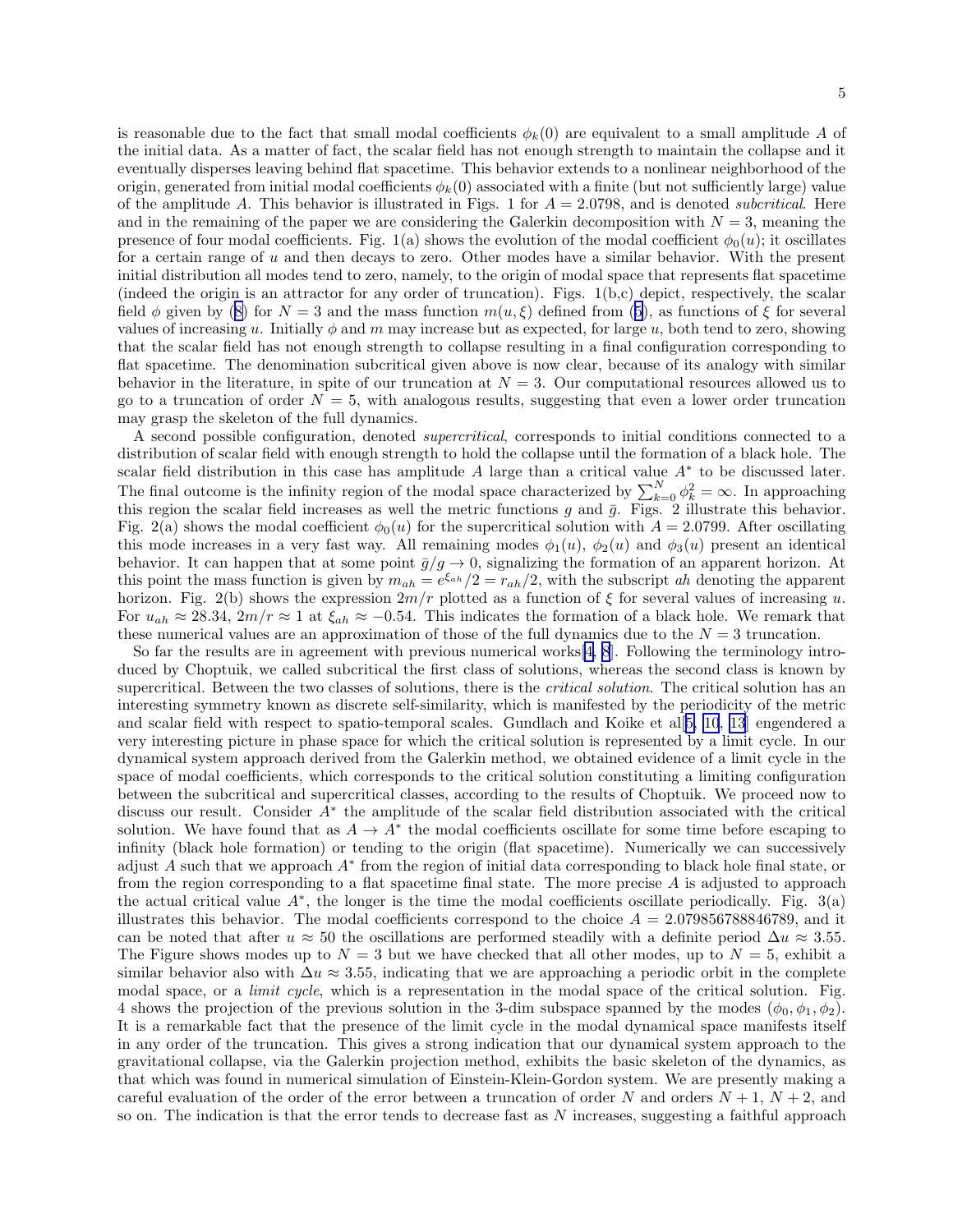is reasonable due to the fact that small modal coefficients $\phi_k(0)$ are equivalent to a small amplitude $A$ of the initial data. As a matter of fact, the scalar field has not enough strength to maintain the collapse and it eventually disperses leaving behind flat spacetime. This behavior extends to a nonlinear neighborhood of the origin, generated from initial modal coefficients $\phi_k(0)$ associated with a finite (but not sufficiently large) value of the amplitude $A$. This behavior is illustrated in Figs. 1 for $A = 2.0798$, and is denoted *subcritical*. Here and in the remaining of the paper we are considering the Galerkin decomposition with $N = 3$, meaning the presence of four modal coefficients. Fig. 1(a) shows the evolution of the modal coefficient $\phi_0(u)$; it oscillates for a certain range of $u$ and then decays to zero. Other modes have a similar behavior. With the present initial distribution all modes tend to zero, namely, to the origin of modal space that represents flat spacetime (indeed the origin is an attractor for any order of truncation). Figs. 1(b,c) depict, respectively, the scalar field $\phi$ given by (8) for $N = 3$ and the mass function $m(u, \xi)$ defined from (5), as functions of $\xi$ for several values of increasing $u$. Initially $\phi$ and $m$ may increase but as expected, for large $u$, both tend to zero, showing that the scalar field has not enough strength to collapse resulting in a final configuration corresponding to flat spacetime. The denomination subcritical given above is now clear, because of its analogy with similar behavior in the literature, in spite of our truncation at $N = 3$. Our computational resources allowed us to go to a truncation of order $N = 5$, with analogous results, suggesting that even a lower order truncation may grasp the skeleton of the full dynamics.

A second possible configuration, denoted *supercritical*, corresponds to initial conditions connected to a distribution of scalar field with enough strength to hold the collapse until the formation of a black hole. The scalar field distribution in this case has amplitude $A$ large than a critical value $A^*$ to be discussed later. The final outcome is the infinity region of the modal space characterized by $\sum_{k=0}^{N} \phi_k^2 = \infty$. In approaching this region the scalar field increases as well the metric functions $g$ and $\bar{g}$. Figs. 2 illustrate this behavior. Fig. 2(a) shows the modal coefficient $\phi_0(u)$ for the supercritical solution with $A = 2.0799$. After oscillating this mode increases in a very fast way. All remaining modes $\phi_1(u)$, $\phi_2(u)$ and $\phi_3(u)$ present an identical behavior. It can happen that at some point $\bar{g}/g \to 0$, signalizing the formation of an apparent horizon. At this point the mass function is given by $m_{ah} = e^{\xi_{ah}}/2 = r_{ah}/2$, with the subscript $ah$ denoting the apparent horizon. Fig. 2(b) shows the expression $2m/r$ plotted as a function of $\xi$ for several values of increasing $u$. For $u_{ah} \approx 28.34$, $2m/r \approx 1$ at $\xi_{ah} \approx -0.54$. This indicates the formation of a black hole. We remark that these numerical values are an approximation of those of the full dynamics due to the $N = 3$ truncation.

So far the results are in agreement with previous numerical works[4, 8]. Following the terminology introduced by Choptuik, we called subcritical the first class of solutions, whereas the second class is known by supercritical. Between the two classes of solutions, there is the *critical solution*. The critical solution has an interesting symmetry known as discrete self-similarity, which is manifested by the periodicity of the metric and scalar field with respect to spatio-temporal scales. Gundlach and Koike et al[5, 10, 13] engendered a very interesting picture in phase space for which the critical solution is represented by a limit cycle. In our dynamical system approach derived from the Galerkin method, we obtained evidence of a limit cycle in the space of modal coefficients, which corresponds to the critical solution constituting a limiting configuration between the subcritical and supercritical classes, according to the results of Choptuik. We proceed now to discuss our result. Consider $A^*$ the amplitude of the scalar field distribution associated with the critical solution. We have found that as $A \to A^*$ the modal coefficients oscillate for some time before escaping to infinity (black hole formation) or tending to the origin (flat spacetime). Numerically we can successively adjust $A$ such that we approach $A^*$ from the region of initial data corresponding to black hole final state, or from the region corresponding to a flat spacetime final state. The more precise $A$ is adjusted to approach the actual critical value $A^*$, the longer is the time the modal coefficients oscillate periodically. Fig. 3(a) illustrates this behavior. The modal coefficients correspond to the choice $A = 2.079856788846789$, and it can be noted that after $u \approx 50$ the oscillations are performed steadily with a definite period $\Delta u \approx 3.55$. The Figure shows modes up to $N = 3$ but we have checked that all other modes, up to $N = 5$, exhibit a similar behavior also with $\Delta u \approx 3.55$, indicating that we are approaching a periodic orbit in the complete modal space, or a *limit cycle*, which is a representation in the modal space of the critical solution. Fig. 4 shows the projection of the previous solution in the 3-dim subspace spanned by the modes $(\phi_0, \phi_1, \phi_2)$. It is a remarkable fact that the presence of the limit cycle in the modal dynamical space manifests itself in any order of the truncation. This gives a strong indication that our dynamical system approach to the gravitational collapse, via the Galerkin projection method, exhibits the basic skeleton of the dynamics, as that which was found in numerical simulation of Einstein-Klein-Gordon system. We are presently making a careful evaluation of the order of the error between a truncation of order $N$ and orders $N + 1$, $N + 2$, and so on. The indication is that the error tends to decrease fast as $N$ increases, suggesting a faithful approach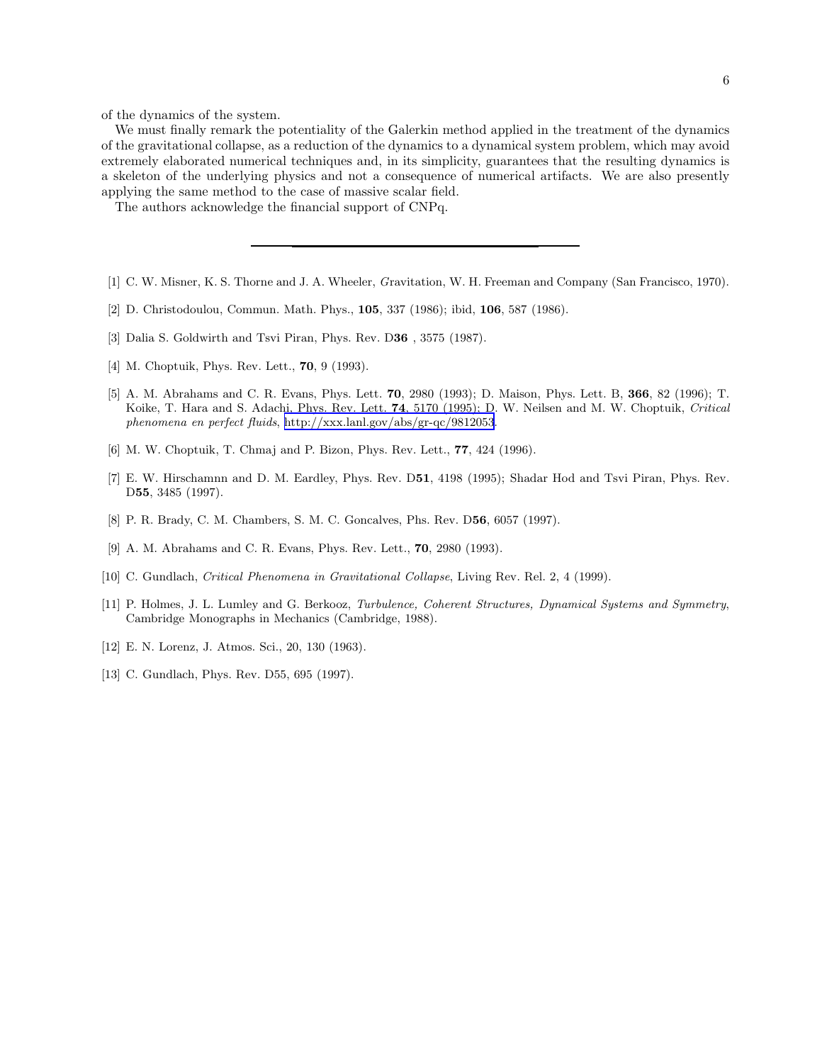of the dynamics of the system.

We must finally remark the potentiality of the Galerkin method applied in the treatment of the dynamics of the gravitational collapse, as a reduction of the dynamics to a dynamical system problem, which may avoid extremely elaborated numerical techniques and, in its simplicity, guarantees that the resulting dynamics is a skeleton of the underlying physics and not a consequence of numerical artifacts. We are also presently applying the same method to the case of massive scalar field.

The authors acknowledge the financial support of CNPq.

---

[1] C. W. Misner, K. S. Thorne and J. A. Wheeler, *G*ravitation, W. H. Freeman and Company (San Francisco, 1970).

[2] D. Christodoulou, Commun. Math. Phys., **105**, 337 (1986); ibid, **106**, 587 (1986).

[3] Dalia S. Goldwirth and Tsvi Piran, Phys. Rev. D**36** , 3575 (1987).

[4] M. Choptuik, Phys. Rev. Lett., **70**, 9 (1993).

[5] A. M. Abrahams and C. R. Evans, Phys. Lett. **70**, 2980 (1993); D. Maison, Phys. Lett. B, **366**, 82 (1996); T. Koike, T. Hara and S. Adachi, Phys. Rev. Lett. **74**, 5170 (1995); D. W. Neilsen and M. W. Choptuik, *Critical phenomena en perfect fluids*, http://xxx.lanl.gov/abs/gr-qc/9812053.

[6] M. W. Choptuik, T. Chmaj and P. Bizon, Phys. Rev. Lett., **77**, 424 (1996).

[7] E. W. Hirschamnn and D. M. Eardley, Phys. Rev. D**51**, 4198 (1995); Shadar Hod and Tsvi Piran, Phys. Rev. D**55**, 3485 (1997).

[8] P. R. Brady, C. M. Chambers, S. M. C. Goncalves, Phs. Rev. D**56**, 6057 (1997).

[9] A. M. Abrahams and C. R. Evans, Phys. Rev. Lett., **70**, 2980 (1993).

[10] C. Gundlach, *Critical Phenomena in Gravitational Collapse*, Living Rev. Rel. 2, 4 (1999).

[11] P. Holmes, J. L. Lumley and G. Berkooz, *Turbulence, Coherent Structures, Dynamical Systems and Symmetry*, Cambridge Monographs in Mechanics (Cambridge, 1988).

[12] E. N. Lorenz, J. Atmos. Sci., 20, 130 (1963).

[13] C. Gundlach, Phys. Rev. D55, 695 (1997).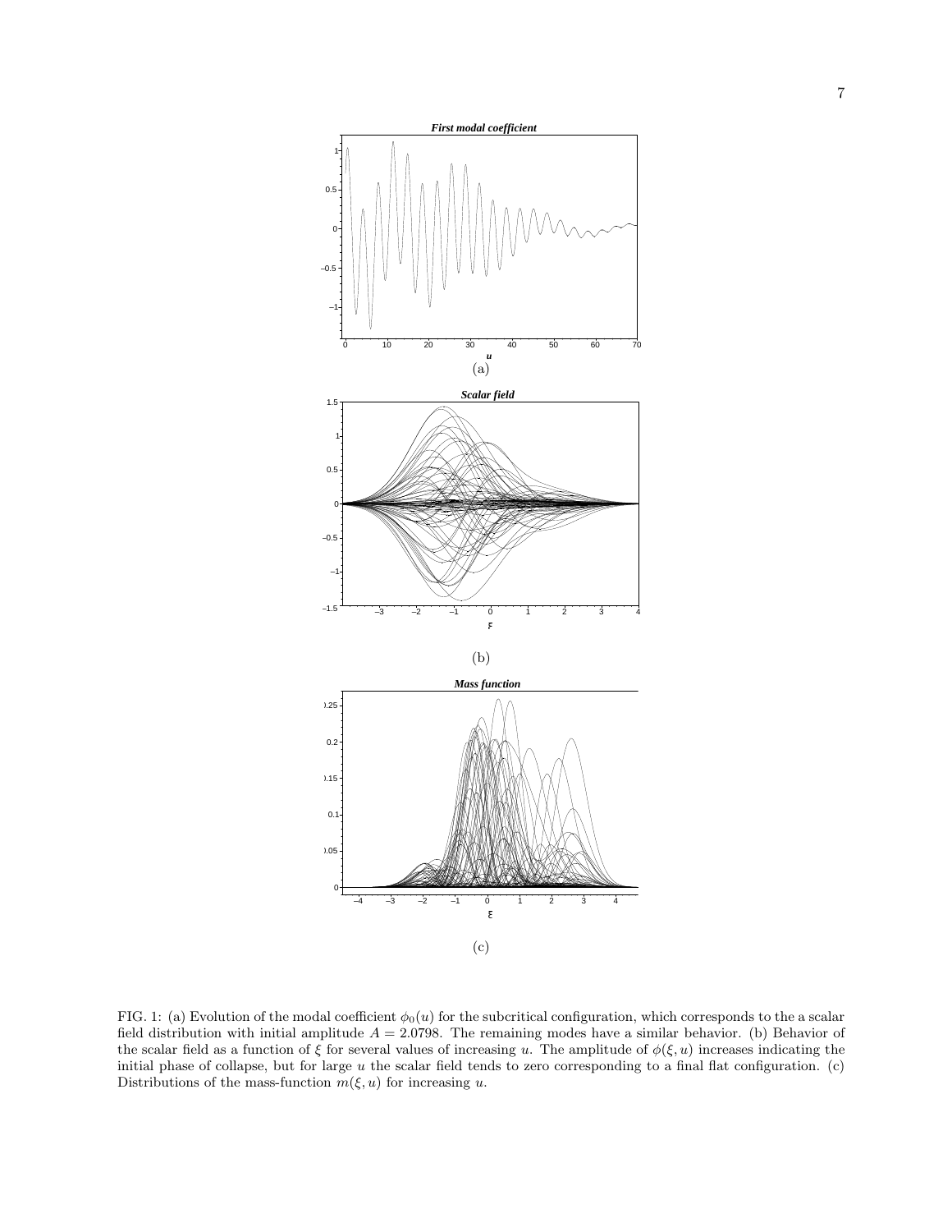FIG. 1: (a) Evolution of the modal coefficient $\phi_0(u)$ for the subcritical configuration, which corresponds to the a scalar field distribution with initial amplitude $A = 2.0798$. The remaining modes have a similar behavior. (b) Behavior of the scalar field as a function of $\xi$ for several values of increasing $u$. The amplitude of $\phi(\xi, u)$ increases indicating the initial phase of collapse, but for large $u$ the scalar field tends to zero corresponding to a final flat configuration. (c) Distributions of the mass-function $m(\xi, u)$ for increasing $u$.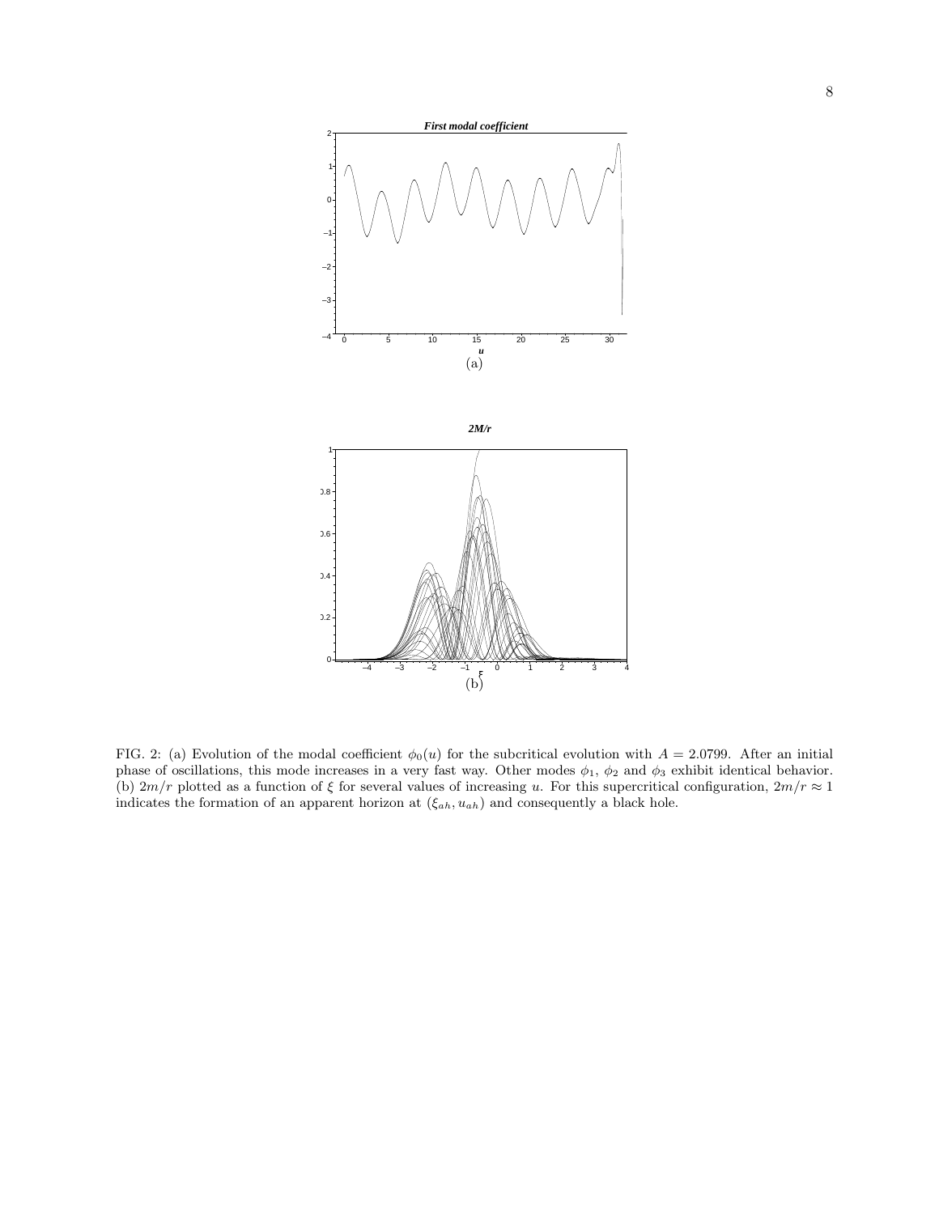FIG. 2: (a) Evolution of the modal coefficient $\phi_0(u)$ for the subcritical evolution with $A = 2.0799$. After an initial phase of oscillations, this mode increases in a very fast way. Other modes $\phi_1$, $\phi_2$ and $\phi_3$ exhibit identical behavior. (b) $2m/r$ plotted as a function of $\xi$ for several values of increasing $u$. For this supercritical configuration, $2m/r \approx 1$ indicates the formation of an apparent horizon at $(\xi_{ah}, u_{ah})$ and consequently a black hole.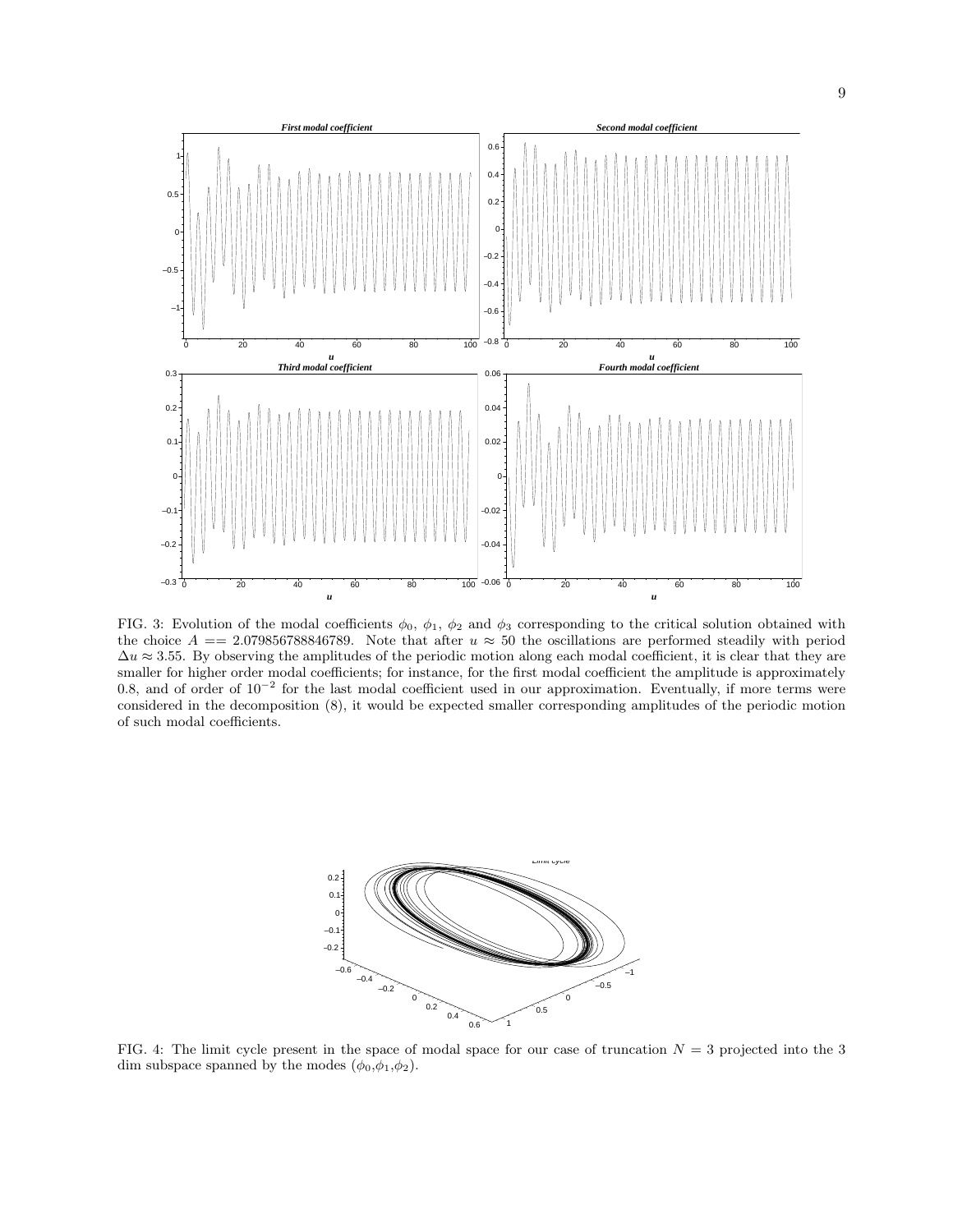First modal coefficient

Second modal coefficient

Third modal coefficient

Fourth modal coefficient

u

FIG. 3: Evolution of the modal coefficients $\phi_0$, $\phi_1$, $\phi_2$ and $\phi_3$ corresponding to the critical solution obtained with the choice $A == 2.079856788846789$. Note that after $u \approx 50$ the oscillations are performed steadily with period $\Delta u \approx 3.55$. By observing the amplitudes of the periodic motion along each modal coefficient, it is clear that they are smaller for higher order modal coefficients; for instance, for the first modal coefficient the amplitude is approximately 0.8, and of order of $10^{-2}$ for the last modal coefficient used in our approximation. Eventually, if more terms were considered in the decomposition (8), it would be expected smaller corresponding amplitudes of the periodic motion of such modal coefficients.

Limit cycle

FIG. 4: The limit cycle present in the space of modal space for our case of truncation $N = 3$ projected into the 3 dim subspace spanned by the modes ($\phi_0$,$\phi_1$,$\phi_2$).